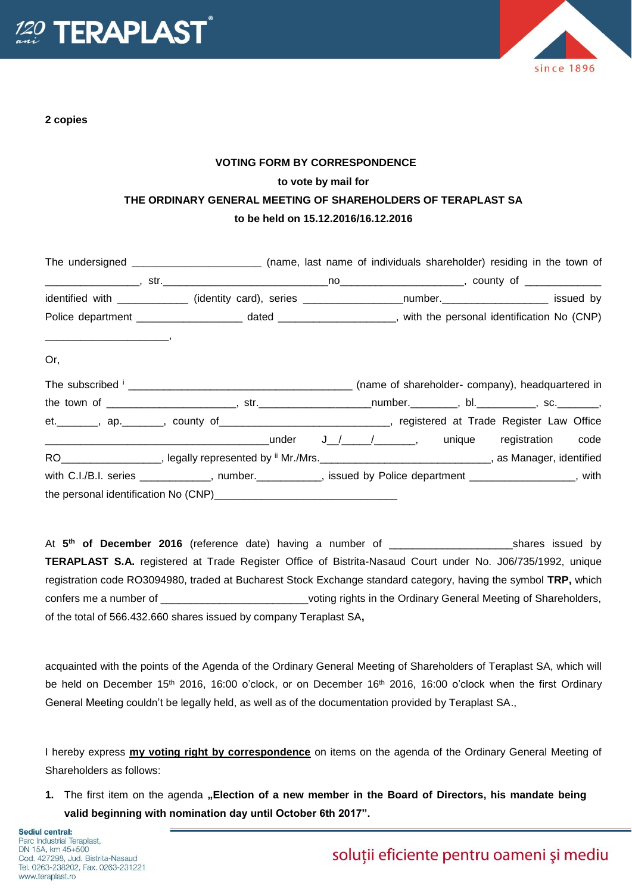**2 copies**

**VOTING FORM BY CORRESPONDENCE**

**to vote by mail for**

**THE ORDINARY GENERAL MEETING OF SHAREHOLDERS OF TERAPLAST SA**

**to be held on 15.12.2016/16.12.2016**

The undersigned ______________________ (name, last name of individuals shareholder) residing in the town of ________________, str.____________________________no_____________________, county of _____________ identified with ____________ (identity card), series _________________number.__________________ issued by Police department __________________ dated ____________________, with the personal identification No (CNP) _____________________,

Or,

The subscribed [i] ______________________________________ (name of shareholder- company), headquartered in the town of ______________________, str.___________________number.________, bl.__________, sc._______, et._______, ap._______, county of_____________________________, registered at Trade Register Law Office ______________________________________under J__/_____/_______, unique registration code RO_________________, legally represented by [ii] Mr./Mrs.______________________________, as Manager, identified with C.I./B.I. series ____________, number.___________, issued by Police department __________________, with the personal identification No (CNP)_______________________________

At **5th of December 2016** (reference date) having a number of ____________________shares issued by **TERAPLAST S.A.** registered at Trade Register Office of Bistrita-Nasaud Court under No. J06/735/1992, unique registration code RO3094980, traded at Bucharest Stock Exchange standard category, having the symbol **TRP,** which confers me a number of _________________________voting rights in the Ordinary General Meeting of Shareholders, of the total of 566.432.660 shares issued by company Teraplast SA**,**

acquainted with the points of the Agenda of the Ordinary General Meeting of Shareholders of Teraplast SA, which will be held on December 15th 2016, 16:00 o'clock, or on December 16th 2016, 16:00 o'clock when the first Ordinary General Meeting couldn't be legally held, as well as of the documentation provided by Teraplast SA.,

I hereby express **my voting right by correspondence** on items on the agenda of the Ordinary General Meeting of Shareholders as follows:

1. The first item on the agenda **„Election of a new member in the Board of Directors, his mandate being valid beginning with nomination day until October 6th 2017".**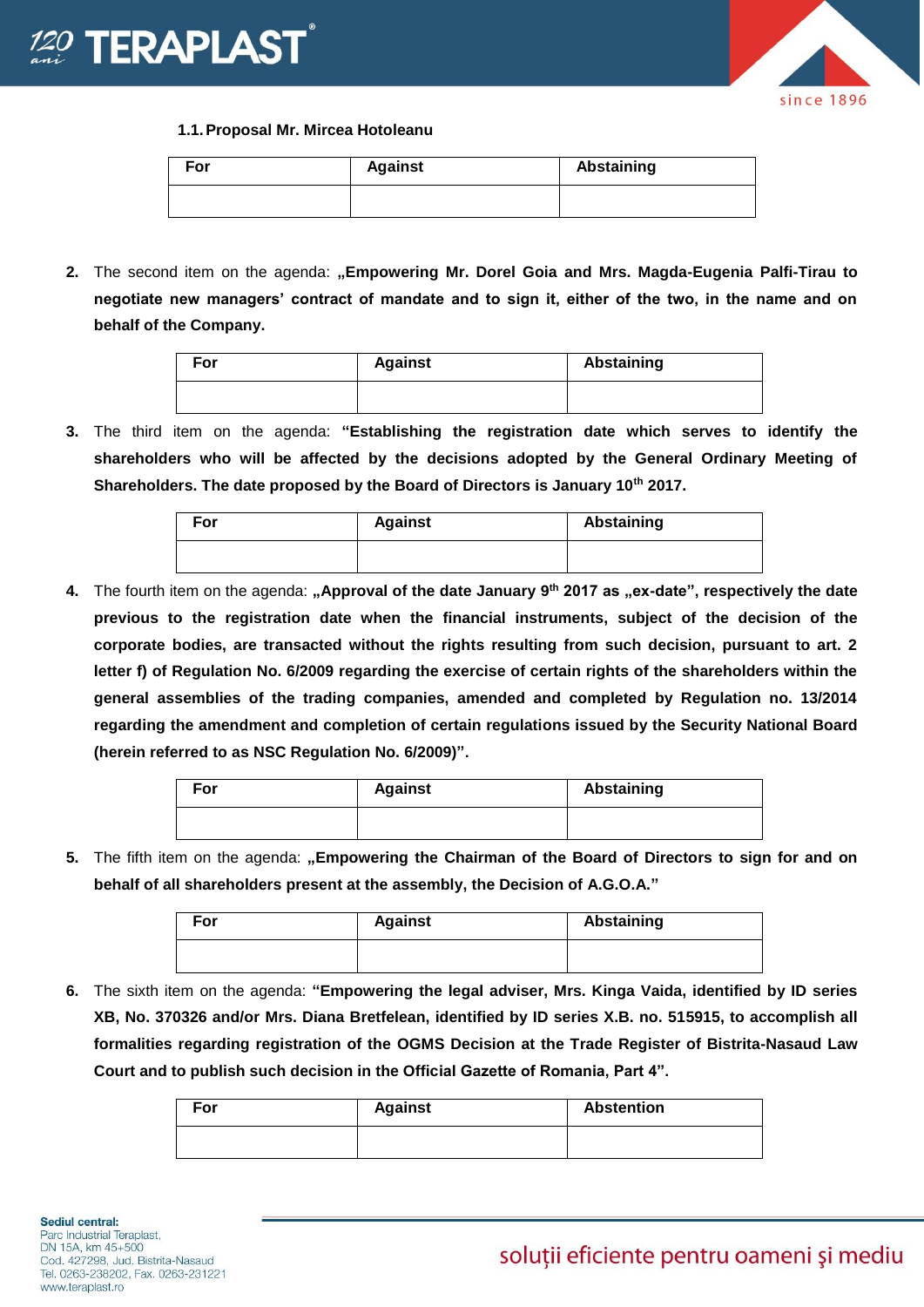**1.1. Proposal Mr. Mircea Hotoleanu**

| For | Against | Abstaining |
|---|---|---|
| | | |

2. The second item on the agenda: **„Empowering Mr. Dorel Goia and Mrs. Magda-Eugenia Palfi-Tirau to negotiate new managers' contract of mandate and to sign it, either of the two, in the name and on behalf of the Company.**

| For | Against | Abstaining |
|---|---|---|
| | | |

3. The third item on the agenda: **"Establishing the registration date which serves to identify the shareholders who will be affected by the decisions adopted by the General Ordinary Meeting of Shareholders. The date proposed by the Board of Directors is January 10th 2017.**

| For | Against | Abstaining |
|---|---|---|
| | | |

4. The fourth item on the agenda: **„Approval of the date January 9th 2017 as „ex-date", respectively the date previous to the registration date when the financial instruments, subject of the decision of the corporate bodies, are transacted without the rights resulting from such decision, pursuant to art. 2 letter f) of Regulation No. 6/2009 regarding the exercise of certain rights of the shareholders within the general assemblies of the trading companies, amended and completed by Regulation no. 13/2014 regarding the amendment and completion of certain regulations issued by the Security National Board (herein referred to as NSC Regulation No. 6/2009)".**

| For | Against | Abstaining |
|---|---|---|
| | | |

5. The fifth item on the agenda: **„Empowering the Chairman of the Board of Directors to sign for and on behalf of all shareholders present at the assembly, the Decision of A.G.O.A."**

| For | Against | Abstaining |
|---|---|---|
| | | |

6. The sixth item on the agenda: **"Empowering the legal adviser, Mrs. Kinga Vaida, identified by ID series XB, No. 370326 and/or Mrs. Diana Bretfelean, identified by ID series X.B. no. 515915, to accomplish all formalities regarding registration of the OGMS Decision at the Trade Register of Bistrita-Nasaud Law Court and to publish such decision in the Official Gazette of Romania, Part 4".**

| For | Against | Abstention |
|---|---|---|
| | | |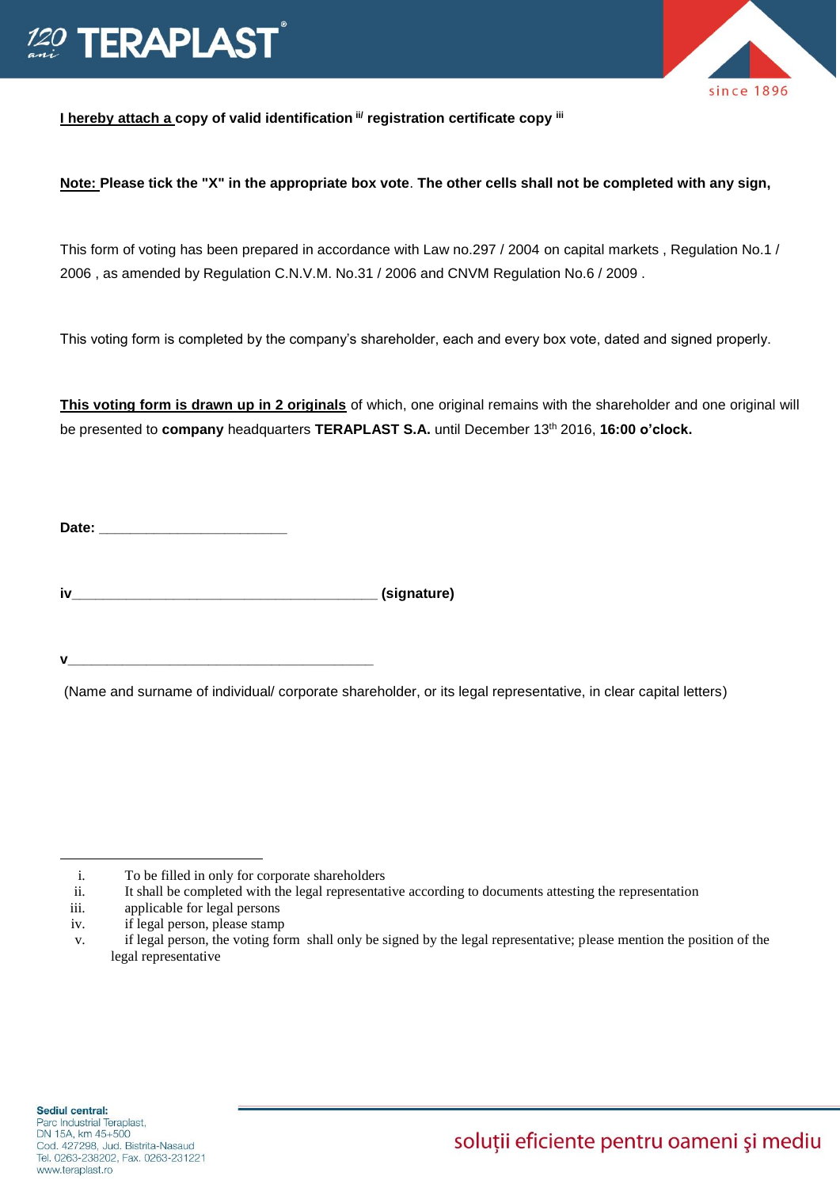**I hereby attach a copy of valid identification** [ii]/ **registration certificate copy** [iii]

**Note: Please tick the "X" in the appropriate box vote**. **The other cells shall not be completed with any sign,**

This form of voting has been prepared in accordance with Law no.297 / 2004 on capital markets , Regulation No.1 / 2006 , as amended by Regulation C.N.V.M. No.31 / 2006 and CNVM Regulation No.6 / 2009 .

This voting form is completed by the company's shareholder, each and every box vote, dated and signed properly.

**This voting form is drawn up in 2 originals** of which, one original remains with the shareholder and one original will be presented to **company** headquarters **TERAPLAST S.A.** until December 13th 2016, **16:00 o'clock.**

**Date:** ________________________

**iv**________________________________________ **(signature)**

**v**________________________________________

(Name and surname of individual/ corporate shareholder, or its legal representative, in clear capital letters)

---

i. To be filled in only for corporate shareholders
ii. It shall be completed with the legal representative according to documents attesting the representation
iii. applicable for legal persons
iv. if legal person, please stamp
v. if legal person, the voting form shall only be signed by the legal representative; please mention the position of the legal representative